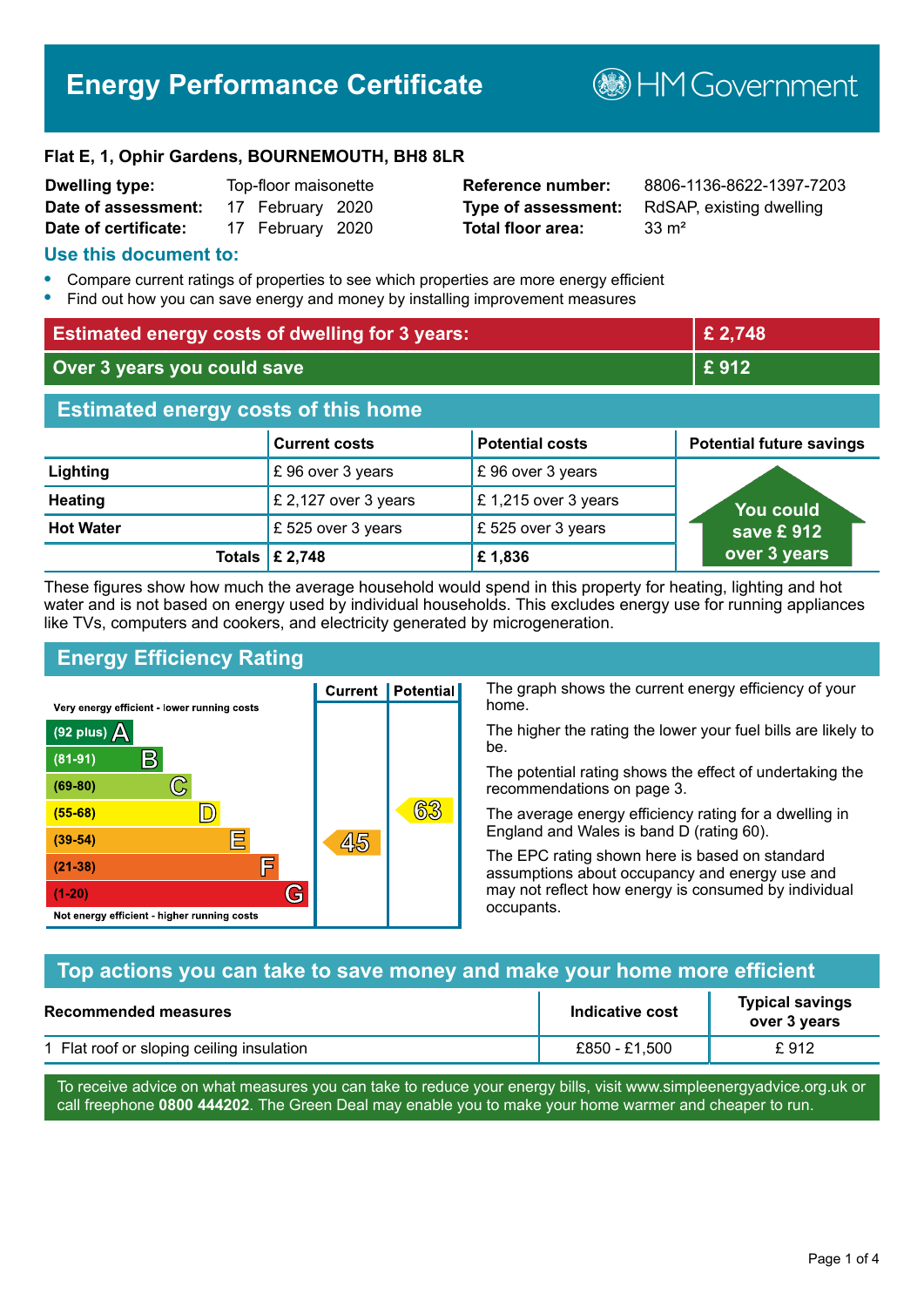# Energy Performance Certificate

HM Government

**Flat E, 1, Ophir Gardens, BOURNEMOUTH, BH8 8LR**

| | | | |
|---|---|---|---|
| **Dwelling type:** | Top-floor maisonette | **Reference number:** | 8806-1136-8622-1397-7203 |
| **Date of assessment:** | 17 February 2020 | **Type of assessment:** | RdSAP, existing dwelling |
| **Date of certificate:** | 17 February 2020 | **Total floor area:** | 33 m² |

## Use this document to:

- Compare current ratings of properties to see which properties are more energy efficient
- Find out how you can save energy and money by installing improvement measures

| | |
|---|---|
| **Estimated energy costs of dwelling for 3 years:** | **£ 2,748** |
| **Over 3 years you could save** | **£ 912** |

## Estimated energy costs of this home

| | Current costs | Potential costs | Potential future savings |
|---|---|---|---|
| **Lighting** | £ 96 over 3 years | £ 96 over 3 years | You could save £ 912 over 3 years |
| **Heating** | £ 2,127 over 3 years | £ 1,215 over 3 years | |
| **Hot Water** | £ 525 over 3 years | £ 525 over 3 years | |
| **Totals** | **£ 2,748** | **£ 1,836** | |

These figures show how much the average household would spend in this property for heating, lighting and hot water and is not based on energy used by individual households. This excludes energy use for running appliances like TVs, computers and cookers, and electricity generated by microgeneration.

## Energy Efficiency Rating

| Rating | Current | Potential |
|---|---|---|
| Very energy efficient - lower running costs | | |
| (92 plus) A | | |
| (81-91) B | | |
| (69-80) C | | |
| (55-68) D | | 63 |
| (39-54) E | 45 | |
| (21-38) F | | |
| (1-20) G | | |
| Not energy efficient - higher running costs | | |

The graph shows the current energy efficiency of your home.

The higher the rating the lower your fuel bills are likely to be.

The potential rating shows the effect of undertaking the recommendations on page 3.

The average energy efficiency rating for a dwelling in England and Wales is band D (rating 60).

The EPC rating shown here is based on standard assumptions about occupancy and energy use and may not reflect how energy is consumed by individual occupants.

## Top actions you can take to save money and make your home more efficient

| Recommended measures | Indicative cost | Typical savings over 3 years |
|---|---|---|
| 1 Flat roof or sloping ceiling insulation | £850 - £1,500 | £ 912 |

To receive advice on what measures you can take to reduce your energy bills, visit www.simpleenergyadvice.org.uk or call freephone **0800 444202**. The Green Deal may enable you to make your home warmer and cheaper to run.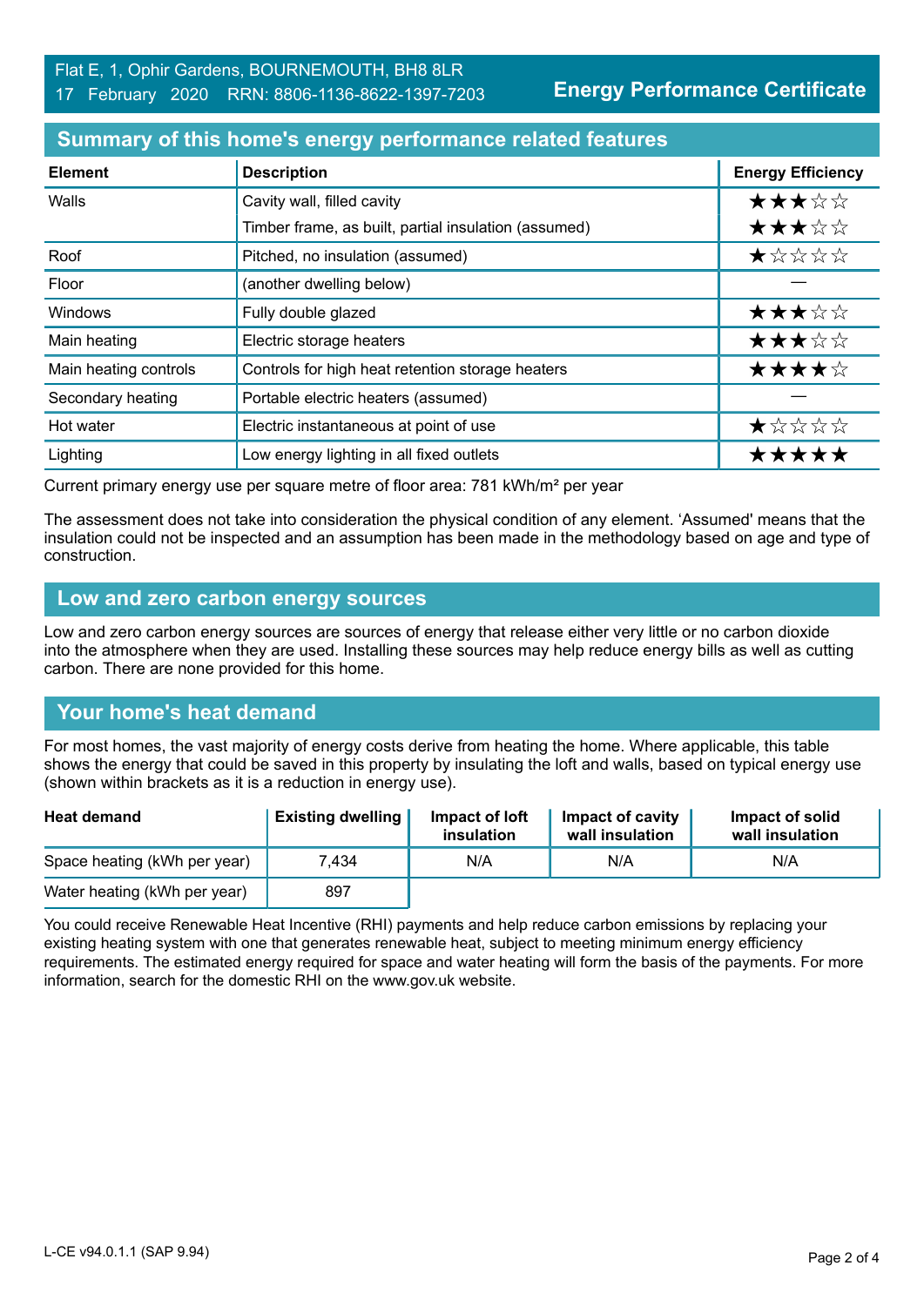Flat E, 1, Ophir Gardens, BOURNEMOUTH, BH8 8LR
17 February 2020 RRN: 8806-1136-8622-1397-7203

**Energy Performance Certificate**

## Summary of this home's energy performance related features

| Element | Description | Energy Efficiency |
|---|---|---|
| Walls | Cavity wall, filled cavity | ★★★☆☆ |
| | Timber frame, as built, partial insulation (assumed) | ★★★☆☆ |
| Roof | Pitched, no insulation (assumed) | ★☆☆☆☆ |
| Floor | (another dwelling below) | — |
| Windows | Fully double glazed | ★★★☆☆ |
| Main heating | Electric storage heaters | ★★★☆☆ |
| Main heating controls | Controls for high heat retention storage heaters | ★★★★☆ |
| Secondary heating | Portable electric heaters (assumed) | — |
| Hot water | Electric instantaneous at point of use | ★☆☆☆☆ |
| Lighting | Low energy lighting in all fixed outlets | ★★★★★ |

Current primary energy use per square metre of floor area: 781 kWh/m² per year

The assessment does not take into consideration the physical condition of any element. 'Assumed' means that the insulation could not be inspected and an assumption has been made in the methodology based on age and type of construction.

## Low and zero carbon energy sources

Low and zero carbon energy sources are sources of energy that release either very little or no carbon dioxide into the atmosphere when they are used. Installing these sources may help reduce energy bills as well as cutting carbon. There are none provided for this home.

## Your home's heat demand

For most homes, the vast majority of energy costs derive from heating the home. Where applicable, this table shows the energy that could be saved in this property by insulating the loft and walls, based on typical energy use (shown within brackets as it is a reduction in energy use).

| Heat demand | Existing dwelling | Impact of loft insulation | Impact of cavity wall insulation | Impact of solid wall insulation |
|---|---|---|---|---|
| Space heating (kWh per year) | 7,434 | N/A | N/A | N/A |
| Water heating (kWh per year) | 897 | | | |

You could receive Renewable Heat Incentive (RHI) payments and help reduce carbon emissions by replacing your existing heating system with one that generates renewable heat, subject to meeting minimum energy efficiency requirements. The estimated energy required for space and water heating will form the basis of the payments. For more information, search for the domestic RHI on the www.gov.uk website.

L-CE v94.0.1.1 (SAP 9.94)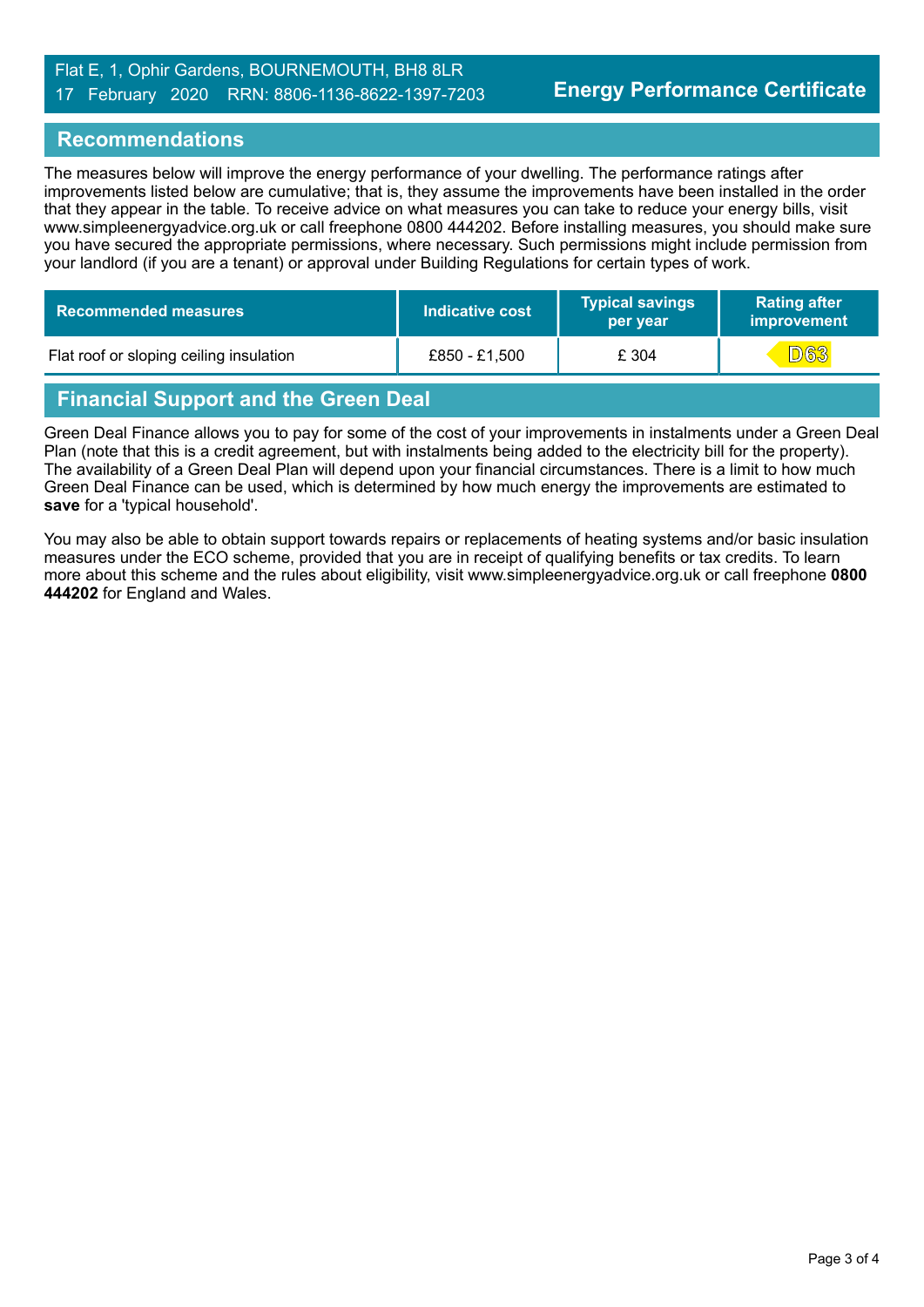Flat E, 1, Ophir Gardens, BOURNEMOUTH, BH8 8LR
17 February 2020 RRN: 8806-1136-8622-1397-7203

**Energy Performance Certificate**

## Recommendations

The measures below will improve the energy performance of your dwelling. The performance ratings after improvements listed below are cumulative; that is, they assume the improvements have been installed in the order that they appear in the table. To receive advice on what measures you can take to reduce your energy bills, visit www.simpleenergyadvice.org.uk or call freephone 0800 444202. Before installing measures, you should make sure you have secured the appropriate permissions, where necessary. Such permissions might include permission from your landlord (if you are a tenant) or approval under Building Regulations for certain types of work.

| Recommended measures | Indicative cost | Typical savings per year | Rating after improvement |
|---|---|---|---|
| Flat roof or sloping ceiling insulation | £850 - £1,500 | £ 304 | D63 |

## Financial Support and the Green Deal

Green Deal Finance allows you to pay for some of the cost of your improvements in instalments under a Green Deal Plan (note that this is a credit agreement, but with instalments being added to the electricity bill for the property). The availability of a Green Deal Plan will depend upon your financial circumstances. There is a limit to how much Green Deal Finance can be used, which is determined by how much energy the improvements are estimated to **save** for a 'typical household'.

You may also be able to obtain support towards repairs or replacements of heating systems and/or basic insulation measures under the ECO scheme, provided that you are in receipt of qualifying benefits or tax credits. To learn more about this scheme and the rules about eligibility, visit www.simpleenergyadvice.org.uk or call freephone **0800 444202** for England and Wales.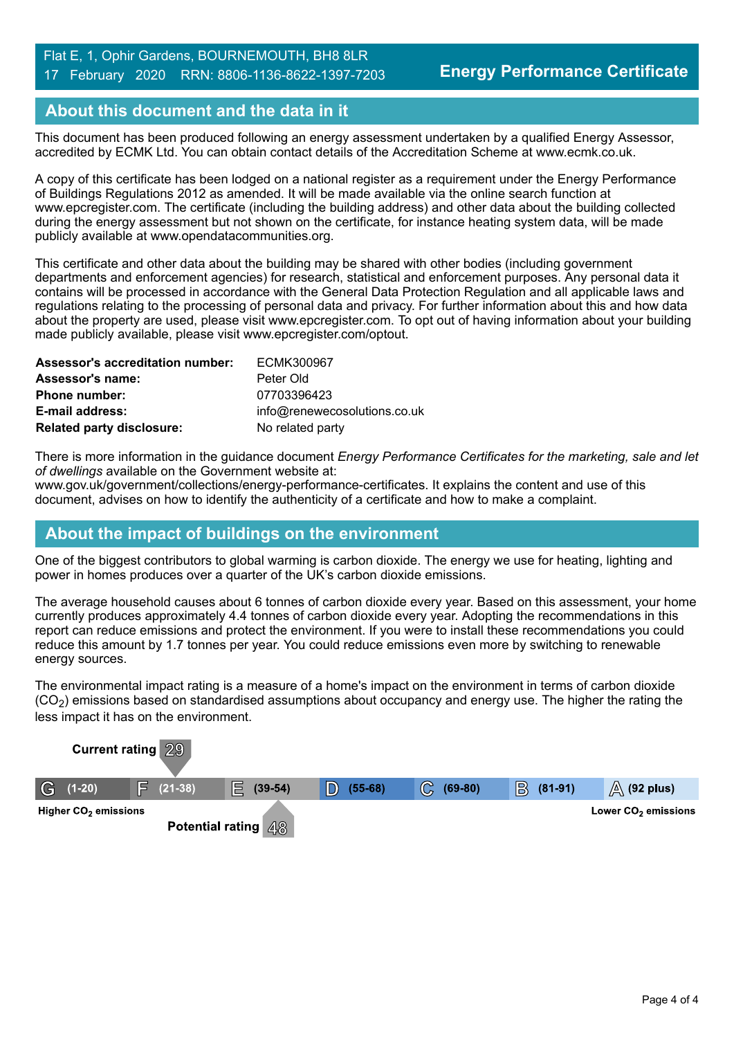Flat E, 1, Ophir Gardens, BOURNEMOUTH, BH8 8LR
17 February 2020 RRN: 8806-1136-8622-1397-7203

**Energy Performance Certificate**

## About this document and the data in it

This document has been produced following an energy assessment undertaken by a qualified Energy Assessor, accredited by ECMK Ltd. You can obtain contact details of the Accreditation Scheme at www.ecmk.co.uk.

A copy of this certificate has been lodged on a national register as a requirement under the Energy Performance of Buildings Regulations 2012 as amended. It will be made available via the online search function at www.epcregister.com. The certificate (including the building address) and other data about the building collected during the energy assessment but not shown on the certificate, for instance heating system data, will be made publicly available at www.opendatacommunities.org.

This certificate and other data about the building may be shared with other bodies (including government departments and enforcement agencies) for research, statistical and enforcement purposes. Any personal data it contains will be processed in accordance with the General Data Protection Regulation and all applicable laws and regulations relating to the processing of personal data and privacy. For further information about this and how data about the property are used, please visit www.epcregister.com. To opt out of having information about your building made publicly available, please visit www.epcregister.com/optout.

| | |
|---|---|
| **Assessor's accreditation number:** | ECMK300967 |
| **Assessor's name:** | Peter Old |
| **Phone number:** | 07703396423 |
| **E-mail address:** | info@renewecosolutions.co.uk |
| **Related party disclosure:** | No related party |

There is more information in the guidance document *Energy Performance Certificates for the marketing, sale and let of dwellings* available on the Government website at:
www.gov.uk/government/collections/energy-performance-certificates. It explains the content and use of this document, advises on how to identify the authenticity of a certificate and how to make a complaint.

## About the impact of buildings on the environment

One of the biggest contributors to global warming is carbon dioxide. The energy we use for heating, lighting and power in homes produces over a quarter of the UK's carbon dioxide emissions.

The average household causes about 6 tonnes of carbon dioxide every year. Based on this assessment, your home currently produces approximately 4.4 tonnes of carbon dioxide every year. Adopting the recommendations in this report can reduce emissions and protect the environment. If you were to install these recommendations you could reduce this amount by 1.7 tonnes per year. You could reduce emissions even more by switching to renewable energy sources.

The environmental impact rating is a measure of a home's impact on the environment in terms of carbon dioxide ($CO_2$) emissions based on standardised assumptions about occupancy and energy use. The higher the rating the less impact it has on the environment.

Current rating 29

G (1-20)
F (21-38)
E (39-54)
D (55-68)
C (69-80)
B (81-91)
A (92 plus)

Higher $CO_2$ emissions
Lower $CO_2$ emissions

Potential rating 48